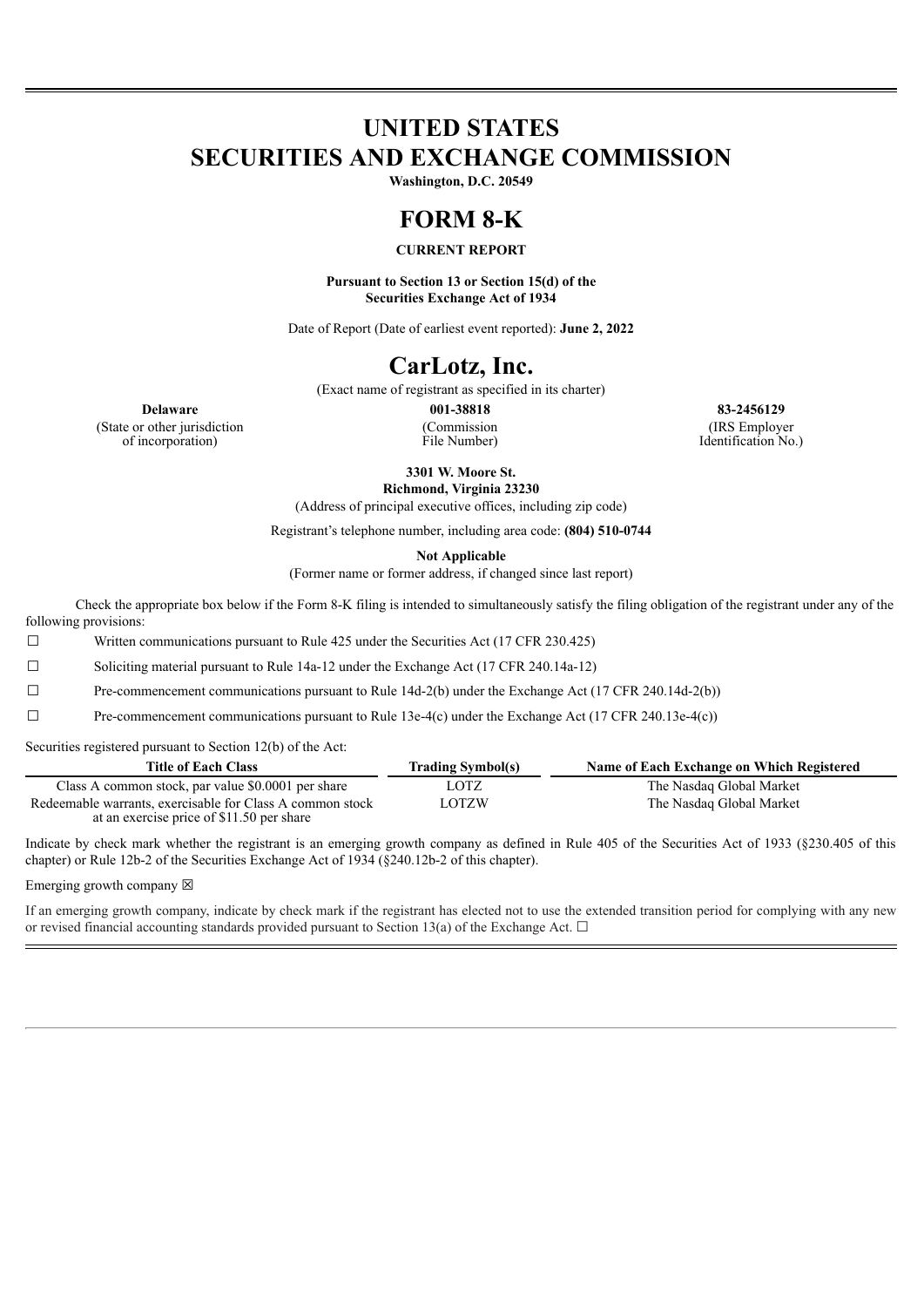# UNITED STATES
# SECURITIES AND EXCHANGE COMMISSION

**Washington, D.C. 20549**

# FORM 8-K

**CURRENT REPORT**

**Pursuant to Section 13 or Section 15(d) of the Securities Exchange Act of 1934**

Date of Report (Date of earliest event reported): **June 2, 2022**

# CarLotz, Inc.

(Exact name of registrant as specified in its charter)

| **Delaware** | **001-38818** | **83-2456129** |
|---|---|---|
| (State or other jurisdiction of incorporation) | (Commission File Number) | (IRS Employer Identification No.) |

**3301 W. Moore St.**
**Richmond, Virginia 23230**

(Address of principal executive offices, including zip code)

Registrant's telephone number, including area code: **(804) 510-0744**

**Not Applicable**

(Former name or former address, if changed since last report)

Check the appropriate box below if the Form 8-K filing is intended to simultaneously satisfy the filing obligation of the registrant under any of the following provisions:

☐ Written communications pursuant to Rule 425 under the Securities Act (17 CFR 230.425)

☐ Soliciting material pursuant to Rule 14a-12 under the Exchange Act (17 CFR 240.14a-12)

☐ Pre-commencement communications pursuant to Rule 14d-2(b) under the Exchange Act (17 CFR 240.14d-2(b))

☐ Pre-commencement communications pursuant to Rule 13e-4(c) under the Exchange Act (17 CFR 240.13e-4(c))

Securities registered pursuant to Section 12(b) of the Act:

| Title of Each Class | Trading Symbol(s) | Name of Each Exchange on Which Registered |
|---|---|---|
| Class A common stock, par value $0.0001 per share | LOTZ | The Nasdaq Global Market |
| Redeemable warrants, exercisable for Class A common stock at an exercise price of $11.50 per share | LOTZW | The Nasdaq Global Market |

Indicate by check mark whether the registrant is an emerging growth company as defined in Rule 405 of the Securities Act of 1933 (§230.405 of this chapter) or Rule 12b-2 of the Securities Exchange Act of 1934 (§240.12b-2 of this chapter).

Emerging growth company ☒

If an emerging growth company, indicate by check mark if the registrant has elected not to use the extended transition period for complying with any new or revised financial accounting standards provided pursuant to Section 13(a) of the Exchange Act. ☐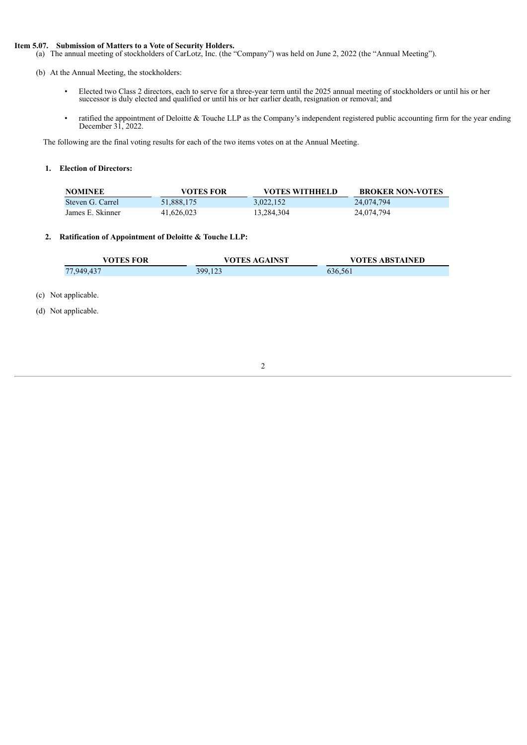**Item 5.07. Submission of Matters to a Vote of Security Holders.**

(a) The annual meeting of stockholders of CarLotz, Inc. (the "Company") was held on June 2, 2022 (the "Annual Meeting").

(b) At the Annual Meeting, the stockholders:

- Elected two Class 2 directors, each to serve for a three-year term until the 2025 annual meeting of stockholders or until his or her successor is duly elected and qualified or until his or her earlier death, resignation or removal; and
- ratified the appointment of Deloitte & Touche LLP as the Company's independent registered public accounting firm for the year ending December 31, 2022.

The following are the final voting results for each of the two items votes on at the Annual Meeting.

**1. Election of Directors:**

| NOMINEE | VOTES FOR | VOTES WITHHELD | BROKER NON-VOTES |
| --- | --- | --- | --- |
| Steven G. Carrel | 51,888,175 | 3,022,152 | 24,074,794 |
| James E. Skinner | 41,626,023 | 13,284,304 | 24,074,794 |

**2. Ratification of Appointment of Deloitte & Touche LLP:**

| VOTES FOR | VOTES AGAINST | VOTES ABSTAINED |
| --- | --- | --- |
| 77,949,437 | 399,123 | 636,561 |

(c) Not applicable.

(d) Not applicable.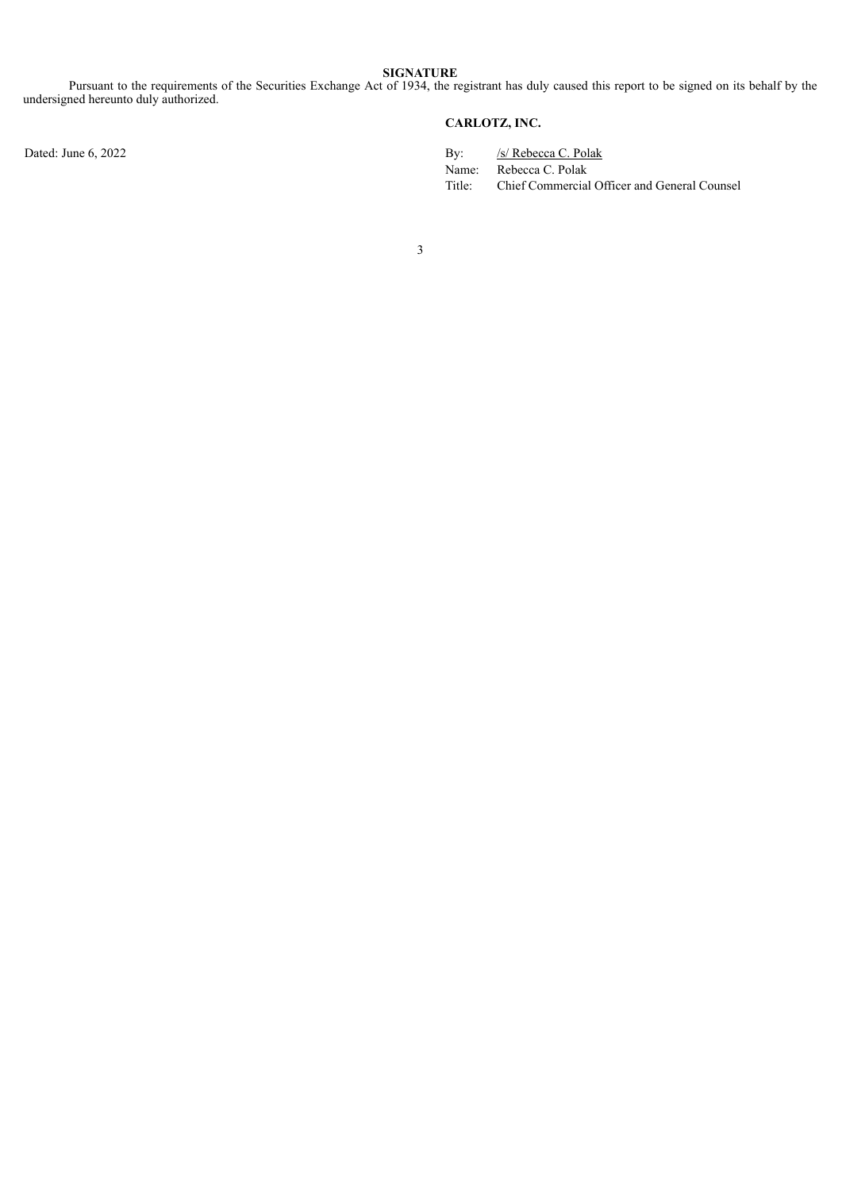# SIGNATURE

Pursuant to the requirements of the Securities Exchange Act of 1934, the registrant has duly caused this report to be signed on its behalf by the undersigned hereunto duly authorized.

**CARLOTZ, INC.**

Dated: June 6, 2022

| | |
|---|---|
| By: | /s/ Rebecca C. Polak |
| Name: | Rebecca C. Polak |
| Title: | Chief Commercial Officer and General Counsel |